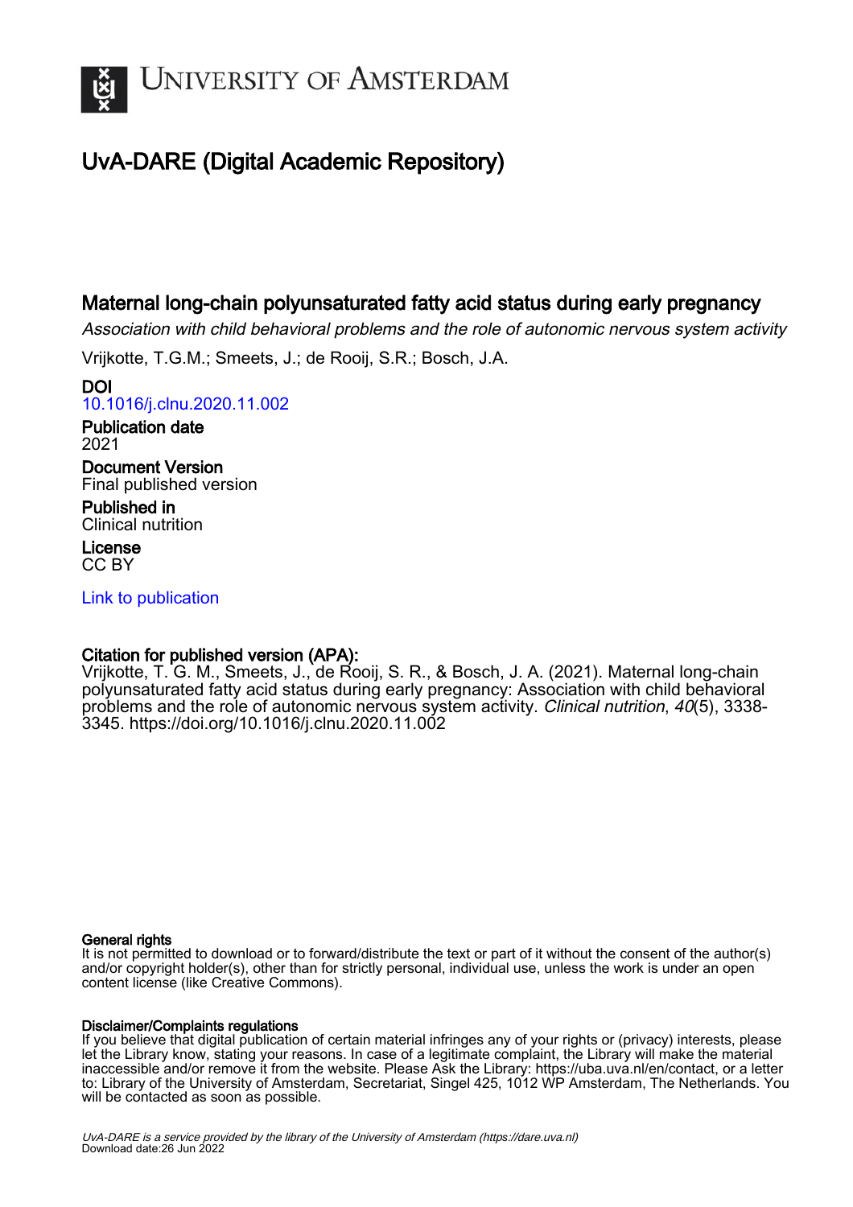# University of Amsterdam

## UvA-DARE (Digital Academic Repository)

## Maternal long-chain polyunsaturated fatty acid status during early pregnancy

*Association with child behavioral problems and the role of autonomic nervous system activity*

Vrijkotte, T.G.M.; Smeets, J.; de Rooij, S.R.; Bosch, J.A.

**DOI**
10.1016/j.clnu.2020.11.002

**Publication date**
2021

**Document Version**
Final published version

**Published in**
Clinical nutrition

**License**
CC BY

Link to publication

**Citation for published version (APA):**
Vrijkotte, T. G. M., Smeets, J., de Rooij, S. R., & Bosch, J. A. (2021). Maternal long-chain polyunsaturated fatty acid status during early pregnancy: Association with child behavioral problems and the role of autonomic nervous system activity. *Clinical nutrition*, *40*(5), 3338-3345. https://doi.org/10.1016/j.clnu.2020.11.002

**General rights**
It is not permitted to download or to forward/distribute the text or part of it without the consent of the author(s) and/or copyright holder(s), other than for strictly personal, individual use, unless the work is under an open content license (like Creative Commons).

**Disclaimer/Complaints regulations**
If you believe that digital publication of certain material infringes any of your rights or (privacy) interests, please let the Library know, stating your reasons. In case of a legitimate complaint, the Library will make the material inaccessible and/or remove it from the website. Please Ask the Library: https://uba.uva.nl/en/contact, or a letter to: Library of the University of Amsterdam, Secretariat, Singel 425, 1012 WP Amsterdam, The Netherlands. You will be contacted as soon as possible.

UvA-DARE is a service provided by the library of the University of Amsterdam (https://dare.uva.nl)
Download date:26 Jun 2022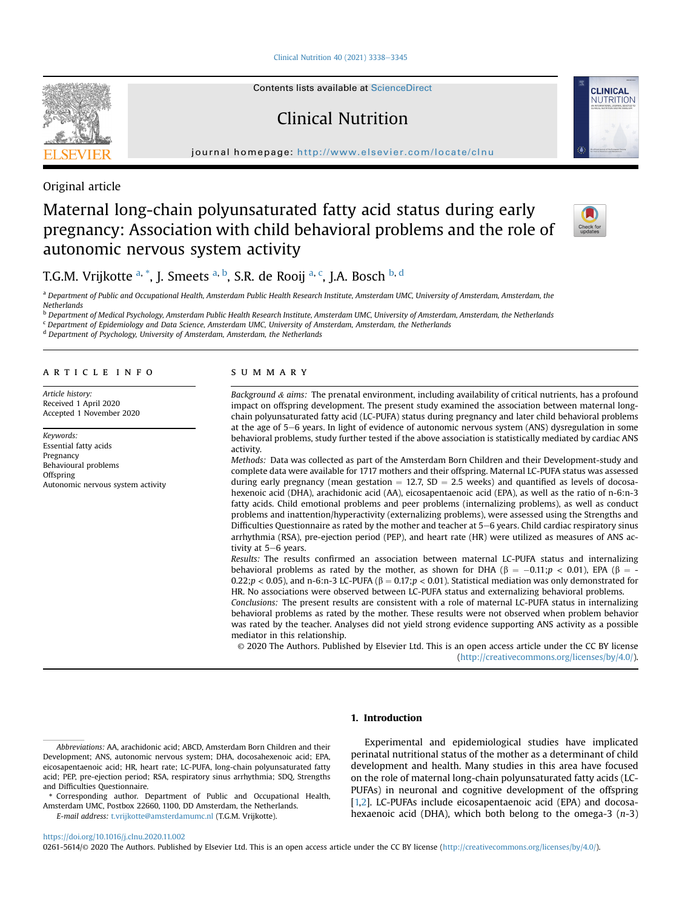Original article

# Maternal long-chain polyunsaturated fatty acid status during early pregnancy: Association with child behavioral problems and the role of autonomic nervous system activity

T.G.M. Vrijkotte [a,*], J. Smeets [a,b], S.R. de Rooij [a,c], J.A. Bosch [b,d]

[a] Department of Public and Occupational Health, Amsterdam Public Health Research Institute, Amsterdam UMC, University of Amsterdam, Amsterdam, the Netherlands

[b] Department of Medical Psychology, Amsterdam Public Health Research Institute, Amsterdam UMC, University of Amsterdam, Amsterdam, the Netherlands

[c] Department of Epidemiology and Data Science, Amsterdam UMC, University of Amsterdam, Amsterdam, the Netherlands

[d] Department of Psychology, University of Amsterdam, Amsterdam, the Netherlands

## ARTICLE INFO

*Article history:*
Received 1 April 2020
Accepted 1 November 2020

*Keywords:*
Essential fatty acids
Pregnancy
Behavioural problems
Offspring
Autonomic nervous system activity

## SUMMARY

*Background & aims:* The prenatal environment, including availability of critical nutrients, has a profound impact on offspring development. The present study examined the association between maternal long-chain polyunsaturated fatty acid (LC-PUFA) status during pregnancy and later child behavioral problems at the age of 5–6 years. In light of evidence of autonomic nervous system (ANS) dysregulation in some behavioral problems, study further tested if the above association is statistically mediated by cardiac ANS activity.

*Methods:* Data was collected as part of the Amsterdam Born Children and their Development-study and complete data were available for 1717 mothers and their offspring. Maternal LC-PUFA status was assessed during early pregnancy (mean gestation = 12.7, SD = 2.5 weeks) and quantified as levels of docosahexenoic acid (DHA), arachidonic acid (AA), eicosapentaenoic acid (EPA), as well as the ratio of n-6:n-3 fatty acids. Child emotional problems and peer problems (internalizing problems), as well as conduct problems and inattention/hyperactivity (externalizing problems), were assessed using the Strengths and Difficulties Questionnaire as rated by the mother and teacher at 5–6 years. Child cardiac respiratory sinus arrhythmia (RSA), pre-ejection period (PEP), and heart rate (HR) were utilized as measures of ANS activity at 5–6 years.

*Results:* The results confirmed an association between maternal LC-PUFA status and internalizing behavioral problems as rated by the mother, as shown for DHA ($\beta = -0.11; p < 0.01$), EPA ($\beta = -0.22; p < 0.05$), and n-6:n-3 LC-PUFA ($\beta = 0.17; p < 0.01$). Statistical mediation was only demonstrated for HR. No associations were observed between LC-PUFA status and externalizing behavioral problems.

*Conclusions:* The present results are consistent with a role of maternal LC-PUFA status in internalizing behavioral problems as rated by the mother. These results were not observed when problem behavior was rated by the teacher. Analyses did not yield strong evidence supporting ANS activity as a possible mediator in this relationship.

© 2020 The Authors. Published by Elsevier Ltd. This is an open access article under the CC BY license (http://creativecommons.org/licenses/by/4.0/).

## 1. Introduction

Experimental and epidemiological studies have implicated perinatal nutritional status of the mother as a determinant of child development and health. Many studies in this area have focused on the role of maternal long-chain polyunsaturated fatty acids (LC-PUFAs) in neuronal and cognitive development of the offspring [1,2]. LC-PUFAs include eicosapentaenoic acid (EPA) and docosahexaenoic acid (DHA), which both belong to the omega-3 (*n*-3)

*Abbreviations:* AA, arachidonic acid; ABCD, Amsterdam Born Children and their Development; ANS, autonomic nervous system; DHA, docosahexenoic acid; EPA, eicosapentaenoic acid; HR, heart rate; LC-PUFA, long-chain polyunsaturated fatty acid; PEP, pre-ejection period; RSA, respiratory sinus arrhythmia; SDQ, Strengths and Difficulties Questionnaire.

\* Corresponding author. Department of Public and Occupational Health, Amsterdam UMC, Postbox 22660, 1100, DD Amsterdam, the Netherlands.

*E-mail address:* t.vrijkotte@amsterdamumc.nl (T.G.M. Vrijkotte).

https://doi.org/10.1016/j.clnu.2020.11.002

0261-5614/© 2020 The Authors. Published by Elsevier Ltd. This is an open access article under the CC BY license (http://creativecommons.org/licenses/by/4.0/).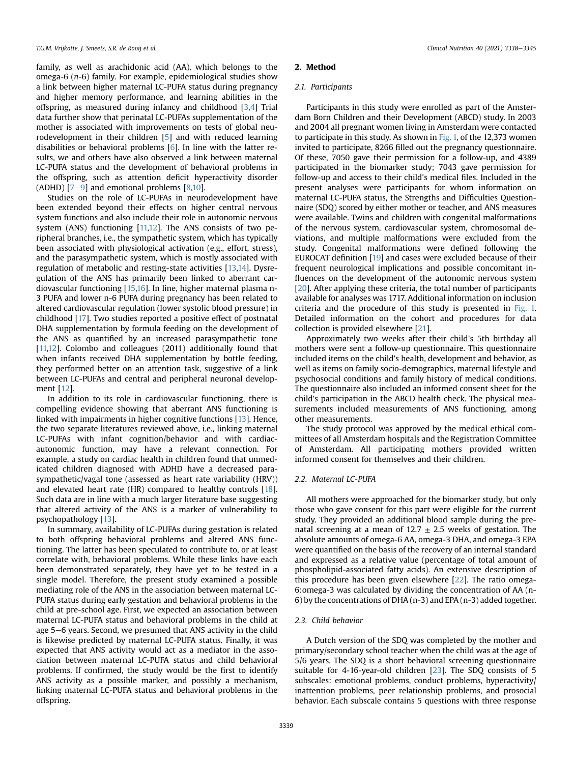family, as well as arachidonic acid (AA), which belongs to the omega-6 (*n*-6) family. For example, epidemiological studies show a link between higher maternal LC-PUFA status during pregnancy and higher memory performance, and learning abilities in the offspring, as measured during infancy and childhood [3,4] Trial data further show that perinatal LC-PUFAs supplementation of the mother is associated with improvements on tests of global neurodevelopment in their children [5] and with reduced learning disabilities or behavioral problems [6]. In line with the latter results, we and others have also observed a link between maternal LC-PUFA status and the development of behavioral problems in the offspring, such as attention deficit hyperactivity disorder (ADHD) [7–9] and emotional problems [8,10].

Studies on the role of LC-PUFAs in neurodevelopment have been extended beyond their effects on higher central nervous system functions and also include their role in autonomic nervous system (ANS) functioning [11,12]. The ANS consists of two peripheral branches, i.e., the sympathetic system, which has typically been associated with physiological activation (e.g., effort, stress), and the parasympathetic system, which is mostly associated with regulation of metabolic and resting-state activities [13,14]. Dysregulation of the ANS has primarily been linked to aberrant cardiovascular functioning [15,16]. In line, higher maternal plasma n-3 PUFA and lower n-6 PUFA during pregnancy has been related to altered cardiovascular regulation (lower systolic blood pressure) in childhood [17]. Two studies reported a positive effect of postnatal DHA supplementation by formula feeding on the development of the ANS as quantified by an increased parasympathetic tone [11,12]. Colombo and colleagues (2011) additionally found that when infants received DHA supplementation by bottle feeding, they performed better on an attention task, suggestive of a link between LC-PUFAs and central and peripheral neuronal development [12].

In addition to its role in cardiovascular functioning, there is compelling evidence showing that aberrant ANS functioning is linked with impairments in higher cognitive functions [13]. Hence, the two separate literatures reviewed above, i.e., linking maternal LC-PUFAs with infant cognition/behavior and with cardiac-autonomic function, may have a relevant connection. For example, a study on cardiac health in children found that unmedicated children diagnosed with ADHD have a decreased parasympathetic/vagal tone (assessed as heart rate variability (HRV)) and elevated heart rate (HR) compared to healthy controls [18]. Such data are in line with a much larger literature base suggesting that altered activity of the ANS is a marker of vulnerability to psychopathology [13].

In summary, availability of LC-PUFAs during gestation is related to both offspring behavioral problems and altered ANS functioning. The latter has been speculated to contribute to, or at least correlate with, behavioral problems. While these links have each been demonstrated separately, they have yet to be tested in a single model. Therefore, the present study examined a possible mediating role of the ANS in the association between maternal LC-PUFA status during early gestation and behavioral problems in the child at pre-school age. First, we expected an association between maternal LC-PUFA status and behavioral problems in the child at age 5–6 years. Second, we presumed that ANS activity in the child is likewise predicted by maternal LC-PUFA status. Finally, it was expected that ANS activity would act as a mediator in the association between maternal LC-PUFA status and child behavioral problems. If confirmed, the study would be the first to identify ANS activity as a possible marker, and possibly a mechanism, linking maternal LC-PUFA status and behavioral problems in the offspring.

## 2. Method

### 2.1. Participants

Participants in this study were enrolled as part of the Amsterdam Born Children and their Development (ABCD) study. In 2003 and 2004 all pregnant women living in Amsterdam were contacted to participate in this study. As shown in Fig. 1, of the 12,373 women invited to participate, 8266 filled out the pregnancy questionnaire. Of these, 7050 gave their permission for a follow-up, and 4389 participated in the biomarker study; 7043 gave permission for follow-up and access to their child's medical files. Included in the present analyses were participants for whom information on maternal LC-PUFA status, the Strengths and Difficulties Questionnaire (SDQ) scored by either mother or teacher, and ANS measures were available. Twins and children with congenital malformations of the nervous system, cardiovascular system, chromosomal deviations, and multiple malformations were excluded from the study. Congenital malformations were defined following the EUROCAT definition [19] and cases were excluded because of their frequent neurological implications and possible concomitant influences on the development of the autonomic nervous system [20]. After applying these criteria, the total number of participants available for analyses was 1717. Additional information on inclusion criteria and the procedure of this study is presented in Fig. 1. Detailed information on the cohort and procedures for data collection is provided elsewhere [21].

Approximately two weeks after their child's 5th birthday all mothers were sent a follow-up questionnaire. This questionnaire included items on the child's health, development and behavior, as well as items on family socio-demographics, maternal lifestyle and psychosocial conditions and family history of medical conditions. The questionnaire also included an informed consent sheet for the child's participation in the ABCD health check. The physical measurements included measurements of ANS functioning, among other measurements.

The study protocol was approved by the medical ethical committees of all Amsterdam hospitals and the Registration Committee of Amsterdam. All participating mothers provided written informed consent for themselves and their children.

### 2.2. Maternal LC-PUFA

All mothers were approached for the biomarker study, but only those who gave consent for this part were eligible for the current study. They provided an additional blood sample during the prenatal screening at a mean of 12.7 ± 2.5 weeks of gestation. The absolute amounts of omega-6 AA, omega-3 DHA, and omega-3 EPA were quantified on the basis of the recovery of an internal standard and expressed as a relative value (percentage of total amount of phospholipid-associated fatty acids). An extensive description of this procedure has been given elsewhere [22]. The ratio omega-6:omega-3 was calculated by dividing the concentration of AA (n-6) by the concentrations of DHA (n-3) and EPA (n-3) added together.

### 2.3. Child behavior

A Dutch version of the SDQ was completed by the mother and primary/secondary school teacher when the child was at the age of 5/6 years. The SDQ is a short behavioral screening questionnaire suitable for 4-16-year-old children [23]. The SDQ consists of 5 subscales: emotional problems, conduct problems, hyperactivity/inattention problems, peer relationship problems, and prosocial behavior. Each subscale contains 5 questions with three response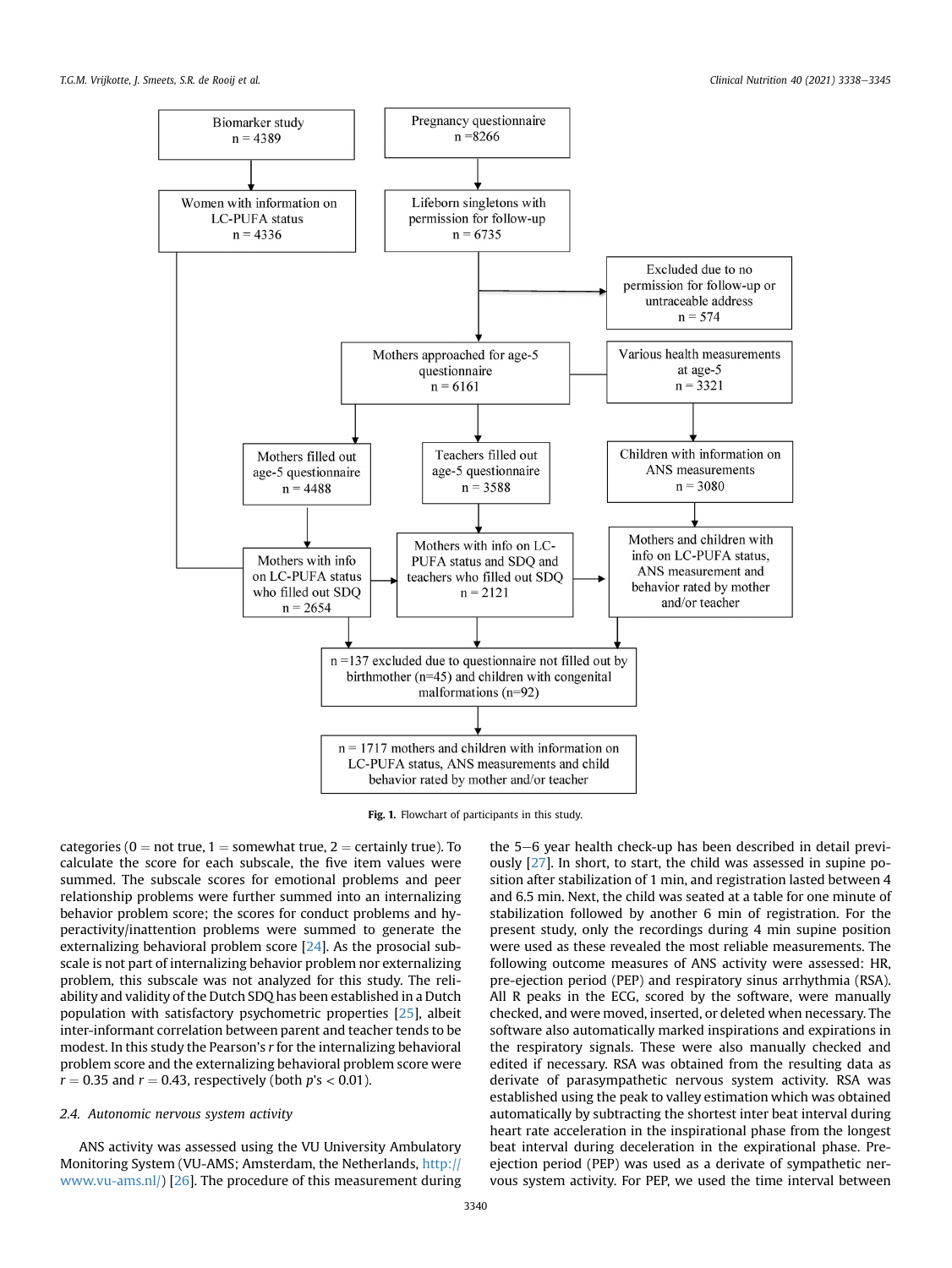Biomarker study
n = 4389

Women with information on LC-PUFA status
n = 4336

Pregnancy questionnaire
n = 8266

Lifeborn singletons with permission for follow-up
n = 6735

Excluded due to no permission for follow-up or untraceable address
n = 574

Mothers approached for age-5 questionnaire
n = 6161

Various health measurements at age-5
n = 3321

Mothers filled out age-5 questionnaire
n = 4488

Teachers filled out age-5 questionnaire
n = 3588

Children with information on ANS measurements
n = 3080

Mothers with info on LC-PUFA status who filled out SDQ
n = 2654

Mothers with info on LC-PUFA status and SDQ and teachers who filled out SDQ
n = 2121

Mothers and children with info on LC-PUFA status, ANS measurement and behavior rated by mother and/or teacher

n = 137 excluded due to questionnaire not filled out by birthmother (n = 45) and children with congenital malformations (n = 92)

n = 1717 mothers and children with information on LC-PUFA status, ANS measurements and child behavior rated by mother and/or teacher

**Fig. 1.** Flowchart of participants in this study.

categories (0 = not true, 1 = somewhat true, 2 = certainly true). To calculate the score for each subscale, the five item values were summed. The subscale scores for emotional problems and peer relationship problems were further summed into an internalizing behavior problem score; the scores for conduct problems and hyperactivity/inattention problems were summed to generate the externalizing behavioral problem score [24]. As the prosocial subscale is not part of internalizing behavior problem nor externalizing problem, this subscale was not analyzed for this study. The reliability and validity of the Dutch SDQ has been established in a Dutch population with satisfactory psychometric properties [25], albeit inter-informant correlation between parent and teacher tends to be modest. In this study the Pearson's $r$ for the internalizing behavioral problem score and the externalizing behavioral problem score were $r = 0.35$ and $r = 0.43$, respectively (both $p$'s $< 0.01$).

### 2.4. Autonomic nervous system activity

ANS activity was assessed using the VU University Ambulatory Monitoring System (VU-AMS; Amsterdam, the Netherlands, http://www.vu-ams.nl/) [26]. The procedure of this measurement during the 5–6 year health check-up has been described in detail previously [27]. In short, to start, the child was assessed in supine position after stabilization of 1 min, and registration lasted between 4 and 6.5 min. Next, the child was seated at a table for one minute of stabilization followed by another 6 min of registration. For the present study, only the recordings during 4 min supine position were used as these revealed the most reliable measurements. The following outcome measures of ANS activity were assessed: HR, pre-ejection period (PEP) and respiratory sinus arrhythmia (RSA). All R peaks in the ECG, scored by the software, were manually checked, and were moved, inserted, or deleted when necessary. The software also automatically marked inspirations and expirations in the respiratory signals. These were also manually checked and edited if necessary. RSA was obtained from the resulting data as derivate of parasympathetic nervous system activity. RSA was established using the peak to valley estimation which was obtained automatically by subtracting the shortest inter beat interval during heart rate acceleration in the inspirational phase from the longest beat interval during deceleration in the expirational phase. Pre-ejection period (PEP) was used as a derivate of sympathetic nervous system activity. For PEP, we used the time interval between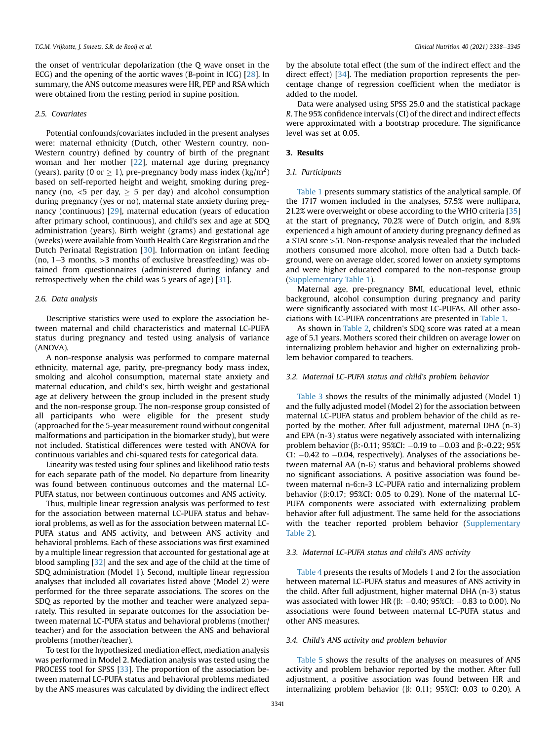the onset of ventricular depolarization (the Q wave onset in the ECG) and the opening of the aortic waves (B-point in ICG) [28]. In summary, the ANS outcome measures were HR, PEP and RSA which were obtained from the resting period in supine position.

### 2.5. Covariates

Potential confounds/covariates included in the present analyses were: maternal ethnicity (Dutch, other Western country, non-Western country) defined by country of birth of the pregnant woman and her mother [22], maternal age during pregnancy (years), parity (0 or $\geq$ 1), pre-pregnancy body mass index (kg/m$^2$) based on self-reported height and weight, smoking during pregnancy (no, <5 per day, $\geq$ 5 per day) and alcohol consumption during pregnancy (yes or no), maternal state anxiety during pregnancy (continuous) [29], maternal education (years of education after primary school, continuous), and child's sex and age at SDQ administration (years). Birth weight (grams) and gestational age (weeks) were available from Youth Health Care Registration and the Dutch Perinatal Registration [30]. Information on infant feeding (no, 1–3 months, >3 months of exclusive breastfeeding) was obtained from questionnaires (administered during infancy and retrospectively when the child was 5 years of age) [31].

### 2.6. Data analysis

Descriptive statistics were used to explore the association between maternal and child characteristics and maternal LC-PUFA status during pregnancy and tested using analysis of variance (ANOVA).

A non-response analysis was performed to compare maternal ethnicity, maternal age, parity, pre-pregnancy body mass index, smoking and alcohol consumption, maternal state anxiety and maternal education, and child's sex, birth weight and gestational age at delivery between the group included in the present study and the non-response group. The non-response group consisted of all participants who were eligible for the present study (approached for the 5-year measurement round without congenital malformations and participation in the biomarker study), but were not included. Statistical differences were tested with ANOVA for continuous variables and chi-squared tests for categorical data.

Linearity was tested using four splines and likelihood ratio tests for each separate path of the model. No departure from linearity was found between continuous outcomes and the maternal LC-PUFA status, nor between continuous outcomes and ANS activity.

Thus, multiple linear regression analysis was performed to test for the association between maternal LC-PUFA status and behavioral problems, as well as for the association between maternal LC-PUFA status and ANS activity, and between ANS activity and behavioral problems. Each of these associations was first examined by a multiple linear regression that accounted for gestational age at blood sampling [32] and the sex and age of the child at the time of SDQ administration (Model 1). Second, multiple linear regression analyses that included all covariates listed above (Model 2) were performed for the three separate associations. The scores on the SDQ as reported by the mother and teacher were analyzed separately. This resulted in separate outcomes for the association between maternal LC-PUFA status and behavioral problems (mother/teacher) and for the association between the ANS and behavioral problems (mother/teacher).

To test for the hypothesized mediation effect, mediation analysis was performed in Model 2. Mediation analysis was tested using the PROCESS tool for SPSS [33]. The proportion of the association between maternal LC-PUFA status and behavioral problems mediated by the ANS measures was calculated by dividing the indirect effect by the absolute total effect (the sum of the indirect effect and the direct effect) [34]. The mediation proportion represents the percentage change of regression coefficient when the mediator is added to the model.

Data were analysed using SPSS 25.0 and the statistical package *R*. The 95% confidence intervals (CI) of the direct and indirect effects were approximated with a bootstrap procedure. The significance level was set at 0.05.

## 3. Results

### 3.1. Participants

Table 1 presents summary statistics of the analytical sample. Of the 1717 women included in the analyses, 57.5% were nullipara, 21.2% were overweight or obese according to the WHO criteria [35] at the start of pregnancy, 70.2% were of Dutch origin, and 8.9% experienced a high amount of anxiety during pregnancy defined as a STAI score >51. Non-response analysis revealed that the included mothers consumed more alcohol, more often had a Dutch background, were on average older, scored lower on anxiety symptoms and were higher educated compared to the non-response group (Supplementary Table 1).

Maternal age, pre-pregnancy BMI, educational level, ethnic background, alcohol consumption during pregnancy and parity were significantly associated with most LC-PUFAs. All other associations with LC-PUFA concentrations are presented in Table 1.

As shown in Table 2, children's SDQ score was rated at a mean age of 5.1 years. Mothers scored their children on average lower on internalizing problem behavior and higher on externalizing problem behavior compared to teachers.

### 3.2. Maternal LC-PUFA status and child's problem behavior

Table 3 shows the results of the minimally adjusted (Model 1) and the fully adjusted model (Model 2) for the association between maternal LC-PUFA status and problem behavior of the child as reported by the mother. After full adjustment, maternal DHA (n-3) and EPA (n-3) status were negatively associated with internalizing problem behavior (β:-0.11; 95%CI: −0.19 to −0.03 and β:-0.22; 95% CI: −0.42 to −0.04, respectively). Analyses of the associations between maternal AA (n-6) status and behavioral problems showed no significant associations. A positive association was found between maternal n-6:n-3 LC-PUFA ratio and internalizing problem behavior (β:0.17; 95%CI: 0.05 to 0.29). None of the maternal LC-PUFA components were associated with externalizing problem behavior after full adjustment. The same held for the associations with the teacher reported problem behavior (Supplementary Table 2).

### 3.3. Maternal LC-PUFA status and child's ANS activity

Table 4 presents the results of Models 1 and 2 for the association between maternal LC-PUFA status and measures of ANS activity in the child. After full adjustment, higher maternal DHA (n-3) status was associated with lower HR (β: −0.40; 95%CI: −0.83 to 0.00). No associations were found between maternal LC-PUFA status and other ANS measures.

### 3.4. Child's ANS activity and problem behavior

Table 5 shows the results of the analyses on measures of ANS activity and problem behavior reported by the mother. After full adjustment, a positive association was found between HR and internalizing problem behavior (β: 0.11; 95%CI: 0.03 to 0.20). A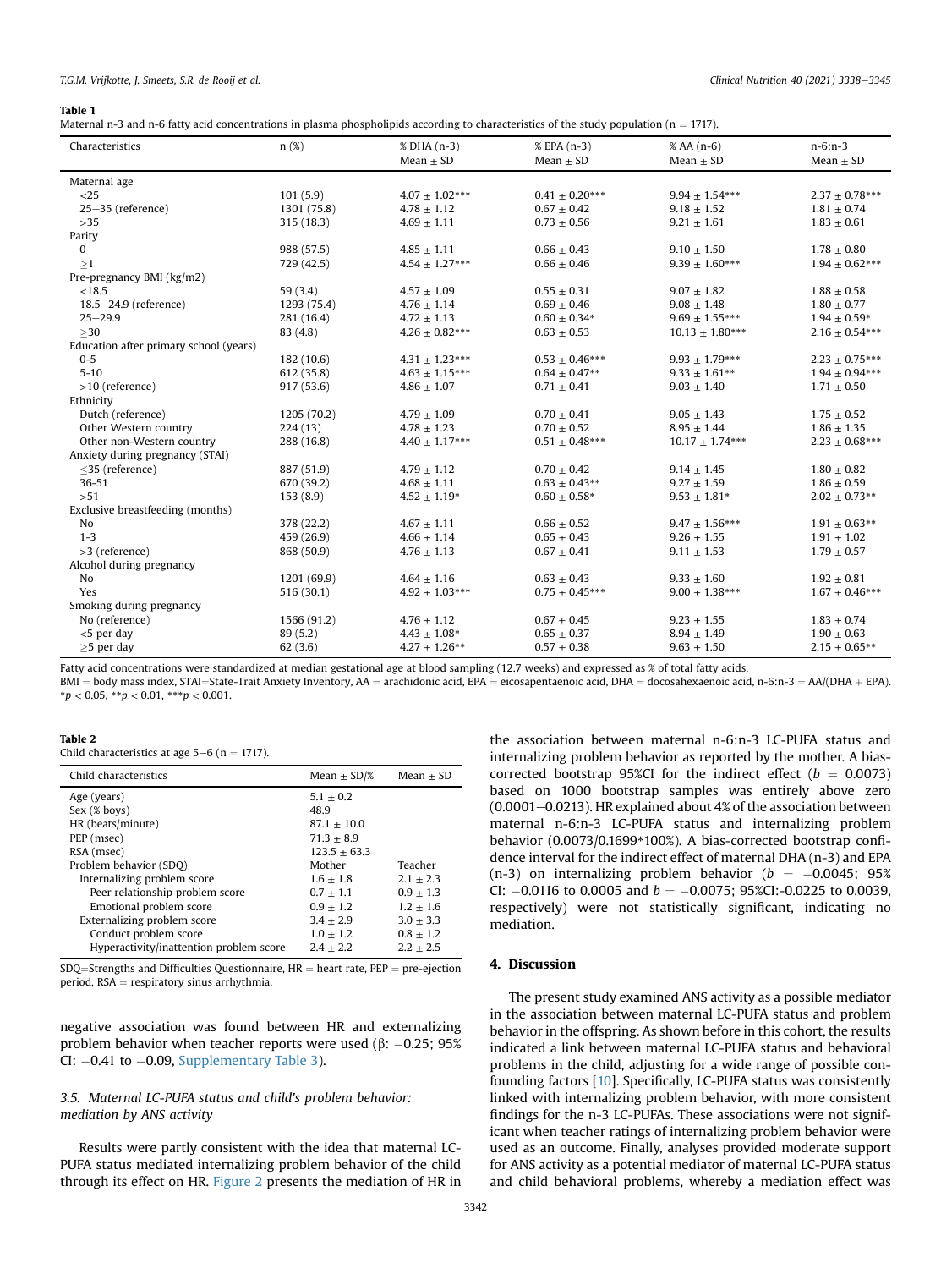**Table 1**
Maternal n-3 and n-6 fatty acid concentrations in plasma phospholipids according to characteristics of the study population (n = 1717).

| Characteristics | n (%) | % DHA (n-3) Mean ± SD | % EPA (n-3) Mean ± SD | % AA (n-6) Mean ± SD | n-6:n-3 Mean ± SD |
|---|---|---|---|---|---|
| Maternal age | | | | | |
| <25 | 101 (5.9) | 4.07 ± 1.02*** | 0.41 ± 0.20*** | 9.94 ± 1.54*** | 2.37 ± 0.78*** |
| 25–35 (reference) | 1301 (75.8) | 4.78 ± 1.12 | 0.67 ± 0.42 | 9.18 ± 1.52 | 1.81 ± 0.74 |
| >35 | 315 (18.3) | 4.69 ± 1.11 | 0.73 ± 0.56 | 9.21 ± 1.61 | 1.83 ± 0.61 |
| Parity | | | | | |
| 0 | 988 (57.5) | 4.85 ± 1.11 | 0.66 ± 0.43 | 9.10 ± 1.50 | 1.78 ± 0.80 |
| ≥1 | 729 (42.5) | 4.54 ± 1.27*** | 0.66 ± 0.46 | 9.39 ± 1.60*** | 1.94 ± 0.62*** |
| Pre-pregnancy BMI (kg/m2) | | | | | |
| <18.5 | 59 (3.4) | 4.57 ± 1.09 | 0.55 ± 0.31 | 9.07 ± 1.82 | 1.88 ± 0.58 |
| 18.5–24.9 (reference) | 1293 (75.4) | 4.76 ± 1.14 | 0.69 ± 0.46 | 9.08 ± 1.48 | 1.80 ± 0.77 |
| 25–29.9 | 281 (16.4) | 4.72 ± 1.13 | 0.60 ± 0.34* | 9.69 ± 1.55*** | 1.94 ± 0.59* |
| ≥30 | 83 (4.8) | 4.26 ± 0.82*** | 0.63 ± 0.53 | 10.13 ± 1.80*** | 2.16 ± 0.54*** |
| Education after primary school (years) | | | | | |
| 0-5 | 182 (10.6) | 4.31 ± 1.23*** | 0.53 ± 0.46*** | 9.93 ± 1.79*** | 2.23 ± 0.75*** |
| 5-10 | 612 (35.8) | 4.63 ± 1.15*** | 0.64 ± 0.47** | 9.33 ± 1.61** | 1.94 ± 0.94*** |
| >10 (reference) | 917 (53.6) | 4.86 ± 1.07 | 0.71 ± 0.41 | 9.03 ± 1.40 | 1.71 ± 0.50 |
| Ethnicity | | | | | |
| Dutch (reference) | 1205 (70.2) | 4.79 ± 1.09 | 0.70 ± 0.41 | 9.05 ± 1.43 | 1.75 ± 0.52 |
| Other Western country | 224 (13) | 4.78 ± 1.23 | 0.70 ± 0.52 | 8.95 ± 1.44 | 1.86 ± 1.35 |
| Other non-Western country | 288 (16.8) | 4.40 ± 1.17*** | 0.51 ± 0.48*** | 10.17 ± 1.74*** | 2.23 ± 0.68*** |
| Anxiety during pregnancy (STAI) | | | | | |
| ≤35 (reference) | 887 (51.9) | 4.79 ± 1.12 | 0.70 ± 0.42 | 9.14 ± 1.45 | 1.80 ± 0.82 |
| 36-51 | 670 (39.2) | 4.68 ± 1.11 | 0.63 ± 0.43** | 9.27 ± 1.59 | 1.86 ± 0.59 |
| >51 | 153 (8.9) | 4.52 ± 1.19* | 0.60 ± 0.58* | 9.53 ± 1.81* | 2.02 ± 0.73** |
| Exclusive breastfeeding (months) | | | | | |
| No | 378 (22.2) | 4.67 ± 1.11 | 0.66 ± 0.52 | 9.47 ± 1.56*** | 1.91 ± 0.63** |
| 1-3 | 459 (26.9) | 4.66 ± 1.14 | 0.65 ± 0.43 | 9.26 ± 1.55 | 1.91 ± 1.02 |
| >3 (reference) | 868 (50.9) | 4.76 ± 1.13 | 0.67 ± 0.41 | 9.11 ± 1.53 | 1.79 ± 0.57 |
| Alcohol during pregnancy | | | | | |
| No | 1201 (69.9) | 4.64 ± 1.16 | 0.63 ± 0.43 | 9.33 ± 1.60 | 1.92 ± 0.81 |
| Yes | 516 (30.1) | 4.92 ± 1.03*** | 0.75 ± 0.45*** | 9.00 ± 1.38*** | 1.67 ± 0.46*** |
| Smoking during pregnancy | | | | | |
| No (reference) | 1566 (91.2) | 4.76 ± 1.12 | 0.67 ± 0.45 | 9.23 ± 1.55 | 1.83 ± 0.74 |
| <5 per day | 89 (5.2) | 4.43 ± 1.08* | 0.65 ± 0.37 | 8.94 ± 1.49 | 1.90 ± 0.63 |
| ≥5 per day | 62 (3.6) | 4.27 ± 1.26** | 0.57 ± 0.38 | 9.63 ± 1.50 | 2.15 ± 0.65** |

Fatty acid concentrations were standardized at median gestational age at blood sampling (12.7 weeks) and expressed as % of total fatty acids.
BMI = body mass index, STAI=State-Trait Anxiety Inventory, AA = arachidonic acid, EPA = eicosapentaenoic acid, DHA = docosahexaenoic acid, n-6:n-3 = AA/(DHA + EPA).
*$p < 0.05$, **$p < 0.01$, ***$p < 0.001$.

**Table 2**
Child characteristics at age 5–6 (n = 1717).

| Child characteristics | Mean ± SD/% | Mean ± SD |
|---|---|---|
| Age (years) | 5.1 ± 0.2 | |
| Sex (% boys) | 48.9 | |
| HR (beats/minute) | 87.1 ± 10.0 | |
| PEP (msec) | 71.3 ± 8.9 | |
| RSA (msec) | 123.5 ± 63.3 | |
| Problem behavior (SDQ) | Mother | Teacher |
| Internalizing problem score | 1.6 ± 1.8 | 2.1 ± 2.3 |
| Peer relationship problem score | 0.7 ± 1.1 | 0.9 ± 1.3 |
| Emotional problem score | 0.9 ± 1.2 | 1.2 ± 1.6 |
| Externalizing problem score | 3.4 ± 2.9 | 3.0 ± 3.3 |
| Conduct problem score | 1.0 ± 1.2 | 0.8 ± 1.2 |
| Hyperactivity/inattention problem score | 2.4 ± 2.2 | 2.2 ± 2.5 |

SDQ=Strengths and Difficulties Questionnaire, HR = heart rate, PEP = pre-ejection period, RSA = respiratory sinus arrhythmia.

negative association was found between HR and externalizing problem behavior when teacher reports were used (β: −0.25; 95% CI: −0.41 to −0.09, Supplementary Table 3).

### 3.5. Maternal LC-PUFA status and child's problem behavior: mediation by ANS activity

Results were partly consistent with the idea that maternal LC-PUFA status mediated internalizing problem behavior of the child through its effect on HR. Figure 2 presents the mediation of HR in the association between maternal n-6:n-3 LC-PUFA status and internalizing problem behavior as reported by the mother. A bias-corrected bootstrap 95%CI for the indirect effect ($b = 0.0073$) based on 1000 bootstrap samples was entirely above zero (0.0001–0.0213). HR explained about 4% of the association between maternal n-6:n-3 LC-PUFA status and internalizing problem behavior (0.0073/0.1699*100%). A bias-corrected bootstrap confidence interval for the indirect effect of maternal DHA (n-3) and EPA (n-3) on internalizing problem behavior ($b = -0.0045$; 95% CI: −0.0116 to 0.0005 and $b = -0.0075$; 95%CI:-0.0225 to 0.0039, respectively) were not statistically significant, indicating no mediation.

## 4. Discussion

The present study examined ANS activity as a possible mediator in the association between maternal LC-PUFA status and problem behavior in the offspring. As shown before in this cohort, the results indicated a link between maternal LC-PUFA status and behavioral problems in the child, adjusting for a wide range of possible confounding factors [10]. Specifically, LC-PUFA status was consistently linked with internalizing problem behavior, with more consistent findings for the n-3 LC-PUFAs. These associations were not significant when teacher ratings of internalizing problem behavior were used as an outcome. Finally, analyses provided moderate support for ANS activity as a potential mediator of maternal LC-PUFA status and child behavioral problems, whereby a mediation effect was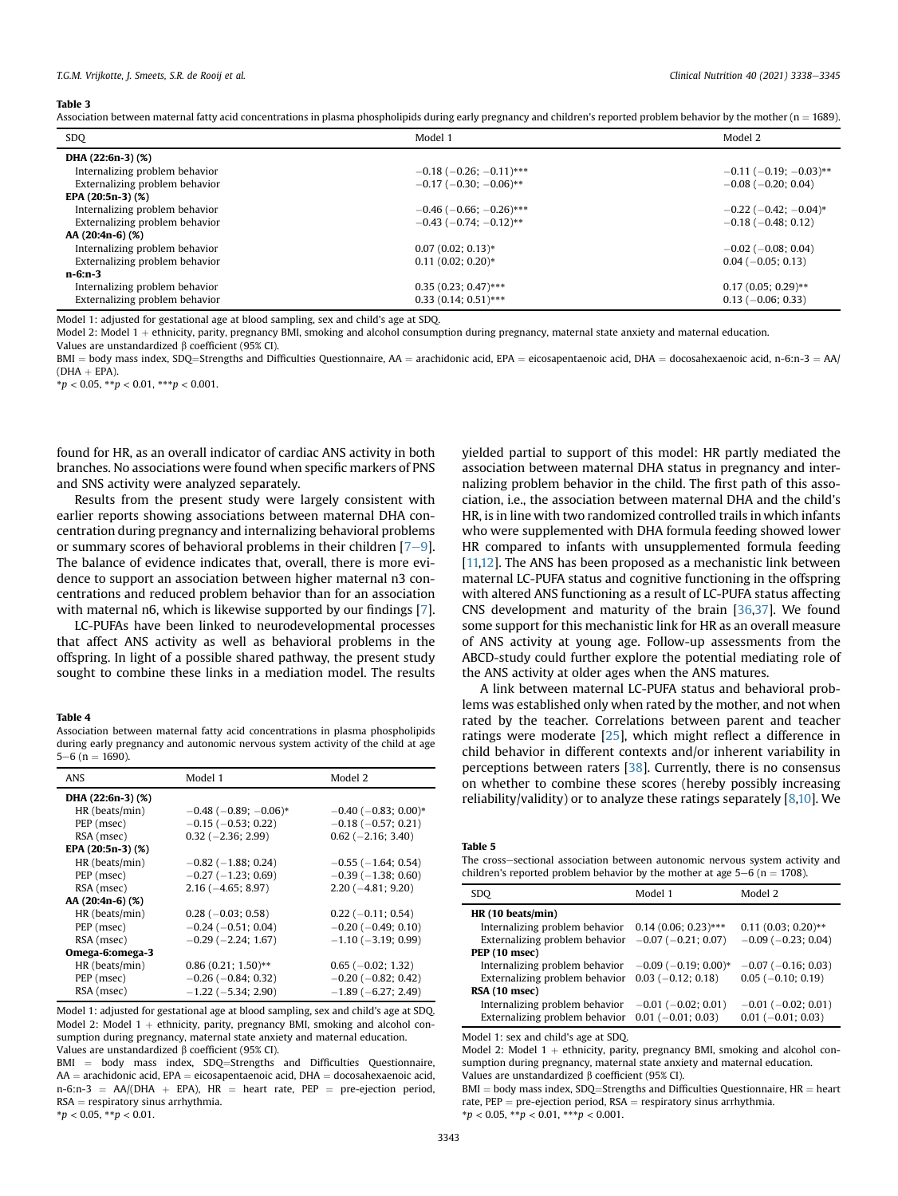**Table 3**
Association between maternal fatty acid concentrations in plasma phospholipids during early pregnancy and children's reported problem behavior by the mother (n = 1689).

| SDQ | Model 1 | Model 2 |
|---|---|---|
| **DHA (22:6n-3) (%)** | | |
| Internalizing problem behavior | −0.18 (−0.26; −0.11)*** | −0.11 (−0.19; −0.03)** |
| Externalizing problem behavior | −0.17 (−0.30; −0.06)** | −0.08 (−0.20; 0.04) |
| **EPA (20:5n-3) (%)** | | |
| Internalizing problem behavior | −0.46 (−0.66; −0.26)*** | −0.22 (−0.42; −0.04)* |
| Externalizing problem behavior | −0.43 (−0.74; −0.12)** | −0.18 (−0.48; 0.12) |
| **AA (20:4n-6) (%)** | | |
| Internalizing problem behavior | 0.07 (0.02; 0.13)* | −0.02 (−0.08; 0.04) |
| Externalizing problem behavior | 0.11 (0.02; 0.20)* | 0.04 (−0.05; 0.13) |
| **n-6:n-3** | | |
| Internalizing problem behavior | 0.35 (0.23; 0.47)*** | 0.17 (0.05; 0.29)** |
| Externalizing problem behavior | 0.33 (0.14; 0.51)*** | 0.13 (−0.06; 0.33) |

Model 1: adjusted for gestational age at blood sampling, sex and child's age at SDQ.
Model 2: Model 1 + ethnicity, parity, pregnancy BMI, smoking and alcohol consumption during pregnancy, maternal state anxiety and maternal education.
Values are unstandardized β coefficient (95% CI).
BMI = body mass index, SDQ=Strengths and Difficulties Questionnaire, AA = arachidonic acid, EPA = eicosapentaenoic acid, DHA = docosahexaenoic acid, n-6:n-3 = AA/(DHA + EPA).
*$p < 0.05$, **$p < 0.01$, ***$p < 0.001$.

found for HR, as an overall indicator of cardiac ANS activity in both branches. No associations were found when specific markers of PNS and SNS activity were analyzed separately.

Results from the present study were largely consistent with earlier reports showing associations between maternal DHA concentration during pregnancy and internalizing behavioral problems or summary scores of behavioral problems in their children [7–9]. The balance of evidence indicates that, overall, there is more evidence to support an association between higher maternal n3 concentrations and reduced problem behavior than for an association with maternal n6, which is likewise supported by our findings [7].

LC-PUFAs have been linked to neurodevelopmental processes that affect ANS activity as well as behavioral problems in the offspring. In light of a possible shared pathway, the present study sought to combine these links in a mediation model. The results yielded partial to support of this model: HR partly mediated the association between maternal DHA status in pregnancy and internalizing problem behavior in the child. The first path of this association, i.e., the association between maternal DHA and the child's HR, is in line with two randomized controlled trails in which infants who were supplemented with DHA formula feeding showed lower HR compared to infants with unsupplemented formula feeding [11,12]. The ANS has been proposed as a mechanistic link between maternal LC-PUFA status and cognitive functioning in the offspring with altered ANS functioning as a result of LC-PUFA status affecting CNS development and maturity of the brain [36,37]. We found some support for this mechanistic link for HR as an overall measure of ANS activity at young age. Follow-up assessments from the ABCD-study could further explore the potential mediating role of the ANS activity at older ages when the ANS matures.

A link between maternal LC-PUFA status and behavioral problems was established only when rated by the mother, and not when rated by the teacher. Correlations between parent and teacher ratings were moderate [25], which might reflect a difference in child behavior in different contexts and/or inherent variability in perceptions between raters [38]. Currently, there is no consensus on whether to combine these scores (hereby possibly increasing reliability/validity) or to analyze these ratings separately [8,10]. We

**Table 4**
Association between maternal fatty acid concentrations in plasma phospholipids during early pregnancy and autonomic nervous system activity of the child at age 5–6 (n = 1690).

| ANS | Model 1 | Model 2 |
|---|---|---|
| **DHA (22:6n-3) (%)** | | |
| HR (beats/min) | −0.48 (−0.89; −0.06)* | −0.40 (−0.83; 0.00)* |
| PEP (msec) | −0.15 (−0.53; 0.22) | −0.18 (−0.57; 0.21) |
| RSA (msec) | 0.32 (−2.36; 2.99) | 0.62 (−2.16; 3.40) |
| **EPA (20:5n-3) (%)** | | |
| HR (beats/min) | −0.82 (−1.88; 0.24) | −0.55 (−1.64; 0.54) |
| PEP (msec) | −0.27 (−1.23; 0.69) | −0.39 (−1.38; 0.60) |
| RSA (msec) | 2.16 (−4.65; 8.97) | 2.20 (−4.81; 9.20) |
| **AA (20:4n-6) (%)** | | |
| HR (beats/min) | 0.28 (−0.03; 0.58) | 0.22 (−0.11; 0.54) |
| PEP (msec) | −0.24 (−0.51; 0.04) | −0.20 (−0.49; 0.10) |
| RSA (msec) | −0.29 (−2.24; 1.67) | −1.10 (−3.19; 0.99) |
| **Omega-6:omega-3** | | |
| HR (beats/min) | 0.86 (0.21; 1.50)** | 0.65 (−0.02; 1.32) |
| PEP (msec) | −0.26 (−0.84; 0.32) | −0.20 (−0.82; 0.42) |
| RSA (msec) | −1.22 (−5.34; 2.90) | −1.89 (−6.27; 2.49) |

Model 1: adjusted for gestational age at blood sampling, sex and child's age at SDQ.
Model 2: Model 1 + ethnicity, parity, pregnancy BMI, smoking and alcohol consumption during pregnancy, maternal state anxiety and maternal education.
Values are unstandardized β coefficient (95% CI).
BMI = body mass index, SDQ=Strengths and Difficulties Questionnaire, AA = arachidonic acid, EPA = eicosapentaenoic acid, DHA = docosahexaenoic acid, n-6:n-3 = AA/(DHA + EPA), HR = heart rate, PEP = pre-ejection period, RSA = respiratory sinus arrhythmia.
*$p < 0.05$, **$p < 0.01$.

**Table 5**
The cross–sectional association between autonomic nervous system activity and children's reported problem behavior by the mother at age 5–6 (n = 1708).

| SDQ | Model 1 | Model 2 |
|---|---|---|
| **HR (10 beats/min)** | | |
| Internalizing problem behavior | 0.14 (0.06; 0.23)*** | 0.11 (0.03; 0.20)** |
| Externalizing problem behavior | −0.07 (−0.21; 0.07) | −0.09 (−0.23; 0.04) |
| **PEP (10 msec)** | | |
| Internalizing problem behavior | −0.09 (−0.19; 0.00)* | −0.07 (−0.16; 0.03) |
| Externalizing problem behavior | 0.03 (−0.12; 0.18) | 0.05 (−0.10; 0.19) |
| **RSA (10 msec)** | | |
| Internalizing problem behavior | −0.01 (−0.02; 0.01) | −0.01 (−0.02; 0.01) |
| Externalizing problem behavior | 0.01 (−0.01; 0.03) | 0.01 (−0.01; 0.03) |

Model 1: sex and child's age at SDQ.
Model 2: Model 1 + ethnicity, parity, pregnancy BMI, smoking and alcohol consumption during pregnancy, maternal state anxiety and maternal education.
Values are unstandardized β coefficient (95% CI).
BMI = body mass index, SDQ=Strengths and Difficulties Questionnaire, HR = heart rate, PEP = pre-ejection period, RSA = respiratory sinus arrhythmia.
*$p < 0.05$, **$p < 0.01$, ***$p < 0.001$.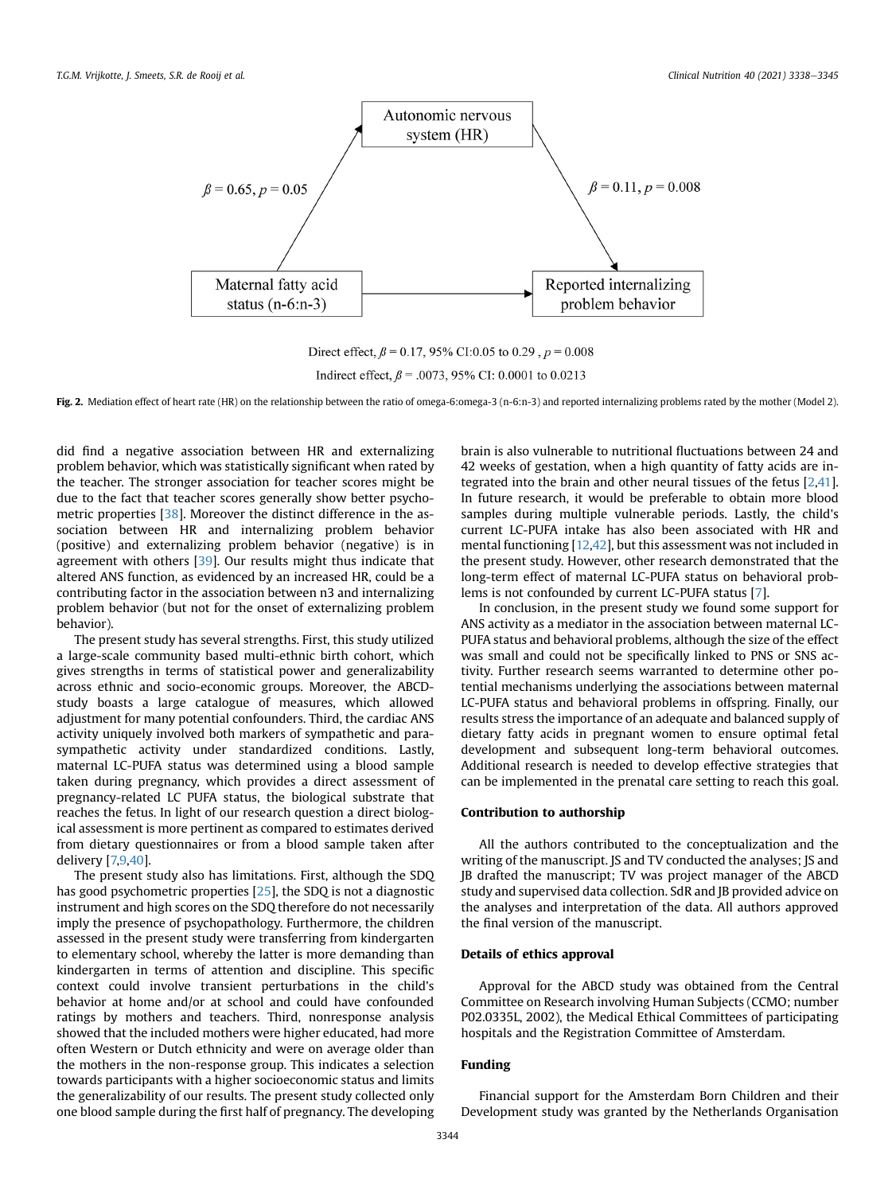Autonomic nervous system (HR)

$\beta = 0.65, p = 0.05$

$\beta = 0.11, p = 0.008$

Maternal fatty acid status (n-6:n-3)

Reported internalizing problem behavior

Direct effect, $\beta = 0.17$, 95% CI:0.05 to 0.29 , $p = 0.008$

Indirect effect, $\beta = .0073$, 95% CI: 0.0001 to 0.0213

**Fig. 2.** Mediation effect of heart rate (HR) on the relationship between the ratio of omega-6:omega-3 (n-6:n-3) and reported internalizing problems rated by the mother (Model 2).

did find a negative association between HR and externalizing problem behavior, which was statistically significant when rated by the teacher. The stronger association for teacher scores might be due to the fact that teacher scores generally show better psychometric properties [38]. Moreover the distinct difference in the association between HR and internalizing problem behavior (positive) and externalizing problem behavior (negative) is in agreement with others [39]. Our results might thus indicate that altered ANS function, as evidenced by an increased HR, could be a contributing factor in the association between n3 and internalizing problem behavior (but not for the onset of externalizing problem behavior).

The present study has several strengths. First, this study utilized a large-scale community based multi-ethnic birth cohort, which gives strengths in terms of statistical power and generalizability across ethnic and socio-economic groups. Moreover, the ABCD-study boasts a large catalogue of measures, which allowed adjustment for many potential confounders. Third, the cardiac ANS activity uniquely involved both markers of sympathetic and parasympathetic activity under standardized conditions. Lastly, maternal LC-PUFA status was determined using a blood sample taken during pregnancy, which provides a direct assessment of pregnancy-related LC PUFA status, the biological substrate that reaches the fetus. In light of our research question a direct biological assessment is more pertinent as compared to estimates derived from dietary questionnaires or from a blood sample taken after delivery [7,9,40].

The present study also has limitations. First, although the SDQ has good psychometric properties [25], the SDQ is not a diagnostic instrument and high scores on the SDQ therefore do not necessarily imply the presence of psychopathology. Furthermore, the children assessed in the present study were transferring from kindergarten to elementary school, whereby the latter is more demanding than kindergarten in terms of attention and discipline. This specific context could involve transient perturbations in the child's behavior at home and/or at school and could have confounded ratings by mothers and teachers. Third, nonresponse analysis showed that the included mothers were higher educated, had more often Western or Dutch ethnicity and were on average older than the mothers in the non-response group. This indicates a selection towards participants with a higher socioeconomic status and limits the generalizability of our results. The present study collected only one blood sample during the first half of pregnancy. The developing brain is also vulnerable to nutritional fluctuations between 24 and 42 weeks of gestation, when a high quantity of fatty acids are integrated into the brain and other neural tissues of the fetus [2,41]. In future research, it would be preferable to obtain more blood samples during multiple vulnerable periods. Lastly, the child's current LC-PUFA intake has also been associated with HR and mental functioning [12,42], but this assessment was not included in the present study. However, other research demonstrated that the long-term effect of maternal LC-PUFA status on behavioral problems is not confounded by current LC-PUFA status [7].

In conclusion, in the present study we found some support for ANS activity as a mediator in the association between maternal LC-PUFA status and behavioral problems, although the size of the effect was small and could not be specifically linked to PNS or SNS activity. Further research seems warranted to determine other potential mechanisms underlying the associations between maternal LC-PUFA status and behavioral problems in offspring. Finally, our results stress the importance of an adequate and balanced supply of dietary fatty acids in pregnant women to ensure optimal fetal development and subsequent long-term behavioral outcomes. Additional research is needed to develop effective strategies that can be implemented in the prenatal care setting to reach this goal.

## Contribution to authorship

All the authors contributed to the conceptualization and the writing of the manuscript. JS and TV conducted the analyses; JS and JB drafted the manuscript; TV was project manager of the ABCD study and supervised data collection. SdR and JB provided advice on the analyses and interpretation of the data. All authors approved the final version of the manuscript.

## Details of ethics approval

Approval for the ABCD study was obtained from the Central Committee on Research involving Human Subjects (CCMO; number P02.0335L, 2002), the Medical Ethical Committees of participating hospitals and the Registration Committee of Amsterdam.

## Funding

Financial support for the Amsterdam Born Children and their Development study was granted by the Netherlands Organisation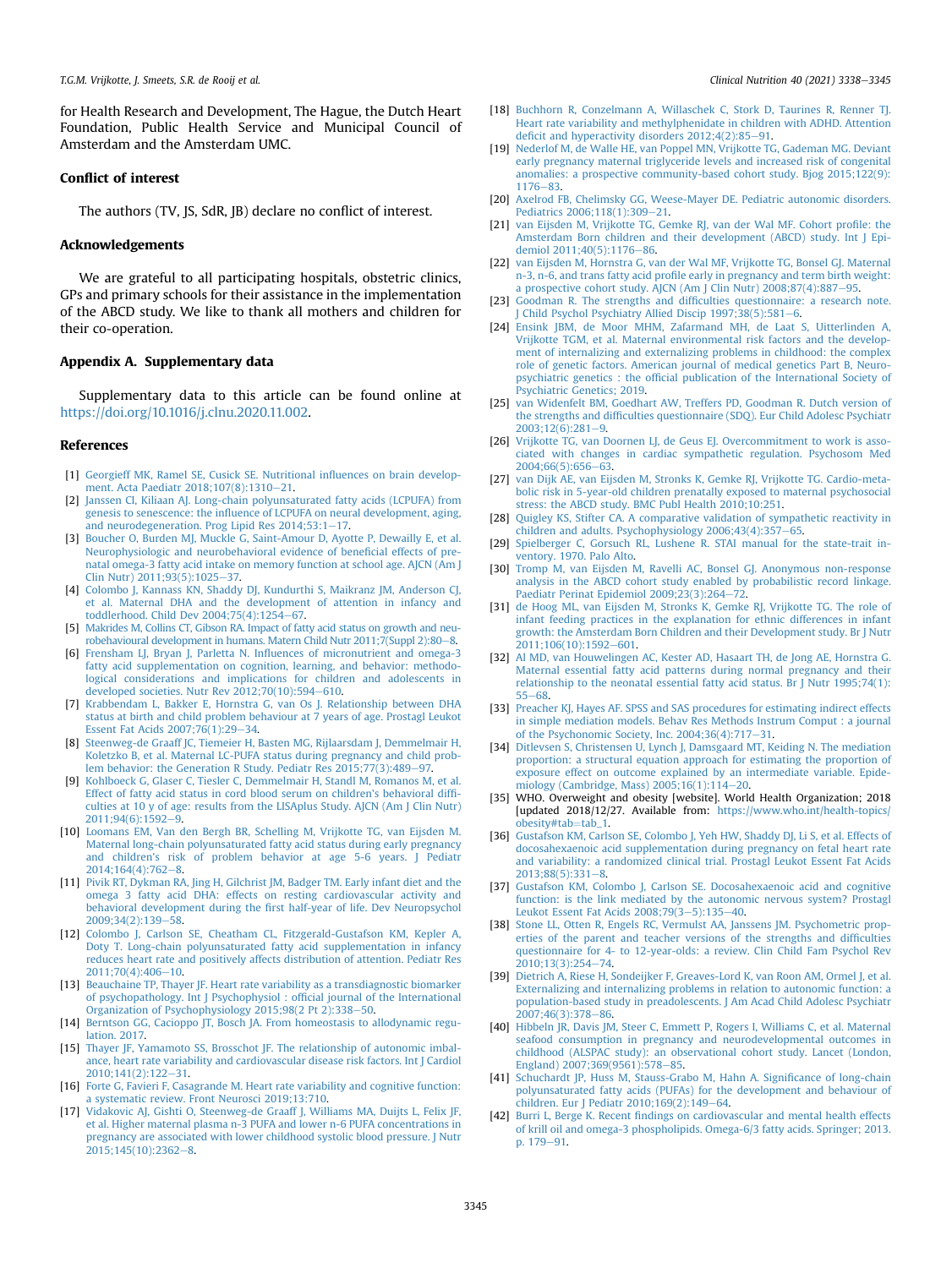for Health Research and Development, The Hague, the Dutch Heart Foundation, Public Health Service and Municipal Council of Amsterdam and the Amsterdam UMC.

## Conflict of interest

The authors (TV, JS, SdR, JB) declare no conflict of interest.

## Acknowledgements

We are grateful to all participating hospitals, obstetric clinics, GPs and primary schools for their assistance in the implementation of the ABCD study. We like to thank all mothers and children for their co-operation.

## Appendix A. Supplementary data

Supplementary data to this article can be found online at https://doi.org/10.1016/j.clnu.2020.11.002.

## References

[1] Georgieff MK, Ramel SE, Cusick SE. Nutritional influences on brain development. Acta Paediatr 2018;107(8):1310–21.

[2] Janssen CI, Kiliaan AJ. Long-chain polyunsaturated fatty acids (LCPUFA) from genesis to senescence: the influence of LCPUFA on neural development, aging, and neurodegeneration. Prog Lipid Res 2014;53:1–17.

[3] Boucher O, Burden MJ, Muckle G, Saint-Amour D, Ayotte P, Dewailly E, et al. Neurophysiologic and neurobehavioral evidence of beneficial effects of prenatal omega-3 fatty acid intake on memory function at school age. AJCN (Am J Clin Nutr) 2011;93(5):1025–37.

[4] Colombo J, Kannass KN, Shaddy DJ, Kundurthi S, Maikranz JM, Anderson CJ, et al. Maternal DHA and the development of attention in infancy and toddlerhood. Child Dev 2004;75(4):1254–67.

[5] Makrides M, Collins CT, Gibson RA. Impact of fatty acid status on growth and neurobehavioural development in humans. Matern Child Nutr 2011;7(Suppl 2):80–8.

[6] Frensham LJ, Bryan J, Parletta N. Influences of micronutrient and omega-3 fatty acid supplementation on cognition, learning, and behavior: methodological considerations and implications for children and adolescents in developed societies. Nutr Rev 2012;70(10):594–610.

[7] Krabbendam L, Bakker E, Hornstra G, van Os J. Relationship between DHA status at birth and child problem behaviour at 7 years of age. Prostagl Leukot Essent Fat Acids 2007;76(1):29–34.

[8] Steenweg-de Graaff JC, Tiemeier H, Basten MG, Rijlaarsdam J, Demmelmair H, Koletzko B, et al. Maternal LC-PUFA status during pregnancy and child problem behavior: the Generation R Study. Pediatr Res 2015;77(3):489–97.

[9] Kohlboeck G, Glaser C, Tiesler C, Demmelmair H, Standl M, Romanos M, et al. Effect of fatty acid status in cord blood serum on children's behavioral difficulties at 10 y of age: results from the LISAplus Study. AJCN (Am J Clin Nutr) 2011;94(6):1592–9.

[10] Loomans EM, Van den Bergh BR, Schelling M, Vrijkotte TG, van Eijsden M. Maternal long-chain polyunsaturated fatty acid status during early pregnancy and children's risk of problem behavior at age 5-6 years. J Pediatr 2014;164(4):762–8.

[11] Pivik RT, Dykman RA, Jing H, Gilchrist JM, Badger TM. Early infant diet and the omega 3 fatty acid DHA: effects on resting cardiovascular activity and behavioral development during the first half-year of life. Dev Neuropsychol 2009;34(2):139–58.

[12] Colombo J, Carlson SE, Cheatham CL, Fitzgerald-Gustafson KM, Kepler A, Doty T. Long-chain polyunsaturated fatty acid supplementation in infancy reduces heart rate and positively affects distribution of attention. Pediatr Res 2011;70(4):406–10.

[13] Beauchaine TP, Thayer JF. Heart rate variability as a transdiagnostic biomarker of psychopathology. Int J Psychophysiol : official journal of the International Organization of Psychophysiology 2015;98(2 Pt 2):338–50.

[14] Berntson GG, Cacioppo JT, Bosch JA. From homeostasis to allodynamic regulation. 2017.

[15] Thayer JF, Yamamoto SS, Brosschot JF. The relationship of autonomic imbalance, heart rate variability and cardiovascular disease risk factors. Int J Cardiol 2010;141(2):122–31.

[16] Forte G, Favieri F, Casagrande M. Heart rate variability and cognitive function: a systematic review. Front Neurosci 2019;13:710.

[17] Vidakovic AJ, Gishti O, Steenweg-de Graaff J, Williams MA, Duijts L, Felix JF, et al. Higher maternal plasma n-3 PUFA and lower n-6 PUFA concentrations in pregnancy are associated with lower childhood systolic blood pressure. J Nutr 2015;145(10):2362–8.

[18] Buchhorn R, Conzelmann A, Willaschek C, Stork D, Taurines R, Renner TJ. Heart rate variability and methylphenidate in children with ADHD. Attention deficit and hyperactivity disorders 2012;4(2):85–91.

[19] Nederlof M, de Walle HE, van Poppel MN, Vrijkotte TG, Gademan MG. Deviant early pregnancy maternal triglyceride levels and increased risk of congenital anomalies: a prospective community-based cohort study. Bjog 2015;122(9):1176–83.

[20] Axelrod FB, Chelimsky GG, Weese-Mayer DE. Pediatric autonomic disorders. Pediatrics 2006;118(1):309–21.

[21] van Eijsden M, Vrijkotte TG, Gemke RJ, van der Wal MF. Cohort profile: the Amsterdam Born children and their development (ABCD) study. Int J Epidemiol 2011;40(5):1176–86.

[22] van Eijsden M, Hornstra G, van der Wal MF, Vrijkotte TG, Bonsel GJ. Maternal n-3, n-6, and trans fatty acid profile early in pregnancy and term birth weight: a prospective cohort study. AJCN (Am J Clin Nutr) 2008;87(4):887–95.

[23] Goodman R. The strengths and difficulties questionnaire: a research note. J Child Psychol Psychiatry Allied Discip 1997;38(5):581–6.

[24] Ensink JBM, de Moor MHM, Zafarmand MH, de Laat S, Uitterlinden A, Vrijkotte TGM, et al. Maternal environmental risk factors and the development of internalizing and externalizing problems in childhood: the complex role of genetic factors. American journal of medical genetics Part B, Neuropsychiatric genetics : the official publication of the International Society of Psychiatric Genetics; 2019.

[25] van Widenfelt BM, Goedhart AW, Treffers PD, Goodman R. Dutch version of the strengths and difficulties questionnaire (SDQ). Eur Child Adolesc Psychiatr 2003;12(6):281–9.

[26] Vrijkotte TG, van Doornen LJ, de Geus EJ. Overcommitment to work is associated with changes in cardiac sympathetic regulation. Psychosom Med 2004;66(5):656–63.

[27] van Dijk AE, van Eijsden M, Stronks K, Gemke RJ, Vrijkotte TG. Cardio-metabolic risk in 5-year-old children prenatally exposed to maternal psychosocial stress: the ABCD study. BMC Publ Health 2010;10:251.

[28] Quigley KS, Stifter CA. A comparative validation of sympathetic reactivity in children and adults. Psychophysiology 2006;43(4):357–65.

[29] Spielberger C, Gorsuch RL, Lushene R. STAI manual for the state-trait inventory. 1970. Palo Alto.

[30] Tromp M, van Eijsden M, Ravelli AC, Bonsel GJ. Anonymous non-response analysis in the ABCD cohort study enabled by probabilistic record linkage. Paediatr Perinat Epidemiol 2009;23(3):264–72.

[31] de Hoog ML, van Eijsden M, Stronks K, Gemke RJ, Vrijkotte TG. The role of infant feeding practices in the explanation for ethnic differences in infant growth: the Amsterdam Born Children and their Development study. Br J Nutr 2011;106(10):1592–601.

[32] Al MD, van Houwelingen AC, Kester AD, Hasaart TH, de Jong AE, Hornstra G. Maternal essential fatty acid patterns during normal pregnancy and their relationship to the neonatal essential fatty acid status. Br J Nutr 1995;74(1):55–68.

[33] Preacher KJ, Hayes AF. SPSS and SAS procedures for estimating indirect effects in simple mediation models. Behav Res Methods Instrum Comput : a journal of the Psychonomic Society, Inc. 2004;36(4):717–31.

[34] Ditlevsen S, Christensen U, Lynch J, Damsgaard MT, Keiding N. The mediation proportion: a structural equation approach for estimating the proportion of exposure effect on outcome explained by an intermediate variable. Epidemiology (Cambridge, Mass) 2005;16(1):114–20.

[35] WHO. Overweight and obesity [website]. World Health Organization; 2018 [updated 2018/12/27. Available from: https://www.who.int/health-topics/obesity#tab=tab_1.

[36] Gustafson KM, Carlson SE, Colombo J, Yeh HW, Shaddy DJ, Li S, et al. Effects of docosahexaenoic acid supplementation during pregnancy on fetal heart rate and variability: a randomized clinical trial. Prostagl Leukot Essent Fat Acids 2013;88(5):331–8.

[37] Gustafson KM, Colombo J, Carlson SE. Docosahexaenoic acid and cognitive function: is the link mediated by the autonomic nervous system? Prostagl Leukot Essent Fat Acids 2008;79(3–5):135–40.

[38] Stone LL, Otten R, Engels RC, Vermulst AA, Janssens JM. Psychometric properties of the parent and teacher versions of the strengths and difficulties questionnaire for 4- to 12-year-olds: a review. Clin Child Fam Psychol Rev 2010;13(3):254–74.

[39] Dietrich A, Riese H, Sondeijker F, Greaves-Lord K, van Roon AM, Ormel J, et al. Externalizing and internalizing problems in relation to autonomic function: a population-based study in preadolescents. J Am Acad Child Adolesc Psychiatr 2007;46(3):378–86.

[40] Hibbeln JR, Davis JM, Steer C, Emmett P, Rogers I, Williams C, et al. Maternal seafood consumption in pregnancy and neurodevelopmental outcomes in childhood (ALSPAC study): an observational cohort study. Lancet (London, England) 2007;369(9561):578–85.

[41] Schuchardt JP, Huss M, Stauss-Grabo M, Hahn A. Significance of long-chain polyunsaturated fatty acids (PUFAs) for the development and behaviour of children. Eur J Pediatr 2010;169(2):149–64.

[42] Burri L, Berge K. Recent findings on cardiovascular and mental health effects of krill oil and omega-3 phospholipids. Omega-6/3 fatty acids. Springer; 2013. p. 179–91.